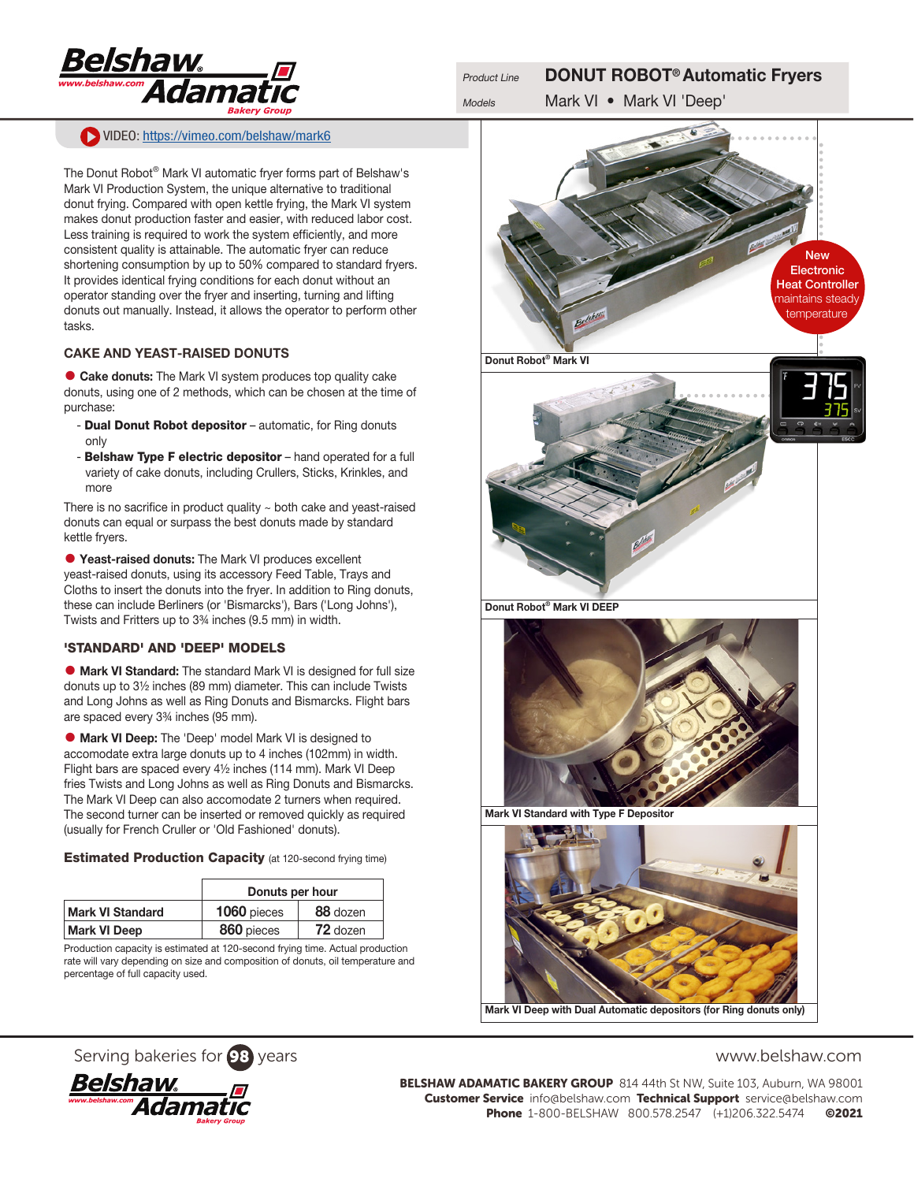# DONUT ROBOT® Automatic Fryers

*Product Line* **DONUT ROBOT® Automatic Fryers**

*Models* Mark VI • Mark VI 'Deep'

VIDEO: https://vimeo.com/belshaw/mark6

The Donut Robot® Mark VI automatic fryer forms part of Belshaw's Mark VI Production System, the unique alternative to traditional donut frying. Compared with open kettle frying, the Mark VI system makes donut production faster and easier, with reduced labor cost. Less training is required to work the system efficiently, and more consistent quality is attainable. The automatic fryer can reduce shortening consumption by up to 50% compared to standard fryers. It provides identical frying conditions for each donut without an operator standing over the fryer and inserting, turning and lifting donuts out manually. Instead, it allows the operator to perform other tasks.

## CAKE AND YEAST-RAISED DONUTS

- **Cake donuts:** The Mark VI system produces top quality cake donuts, using one of 2 methods, which can be chosen at the time of purchase:
  - **Dual Donut Robot depositor** – automatic, for Ring donuts only
  - **Belshaw Type F electric depositor** – hand operated for a full variety of cake donuts, including Crullers, Sticks, Krinkles, and more

There is no sacrifice in product quality ~ both cake and yeast-raised donuts can equal or surpass the best donuts made by standard kettle fryers.

- **Yeast-raised donuts:** The Mark VI produces excellent yeast-raised donuts, using its accessory Feed Table, Trays and Cloths to insert the donuts into the fryer. In addition to Ring donuts, these can include Berliners (or 'Bismarcks'), Bars ('Long Johns'), Twists and Fritters up to 3¾ inches (9.5 mm) in width.

## 'STANDARD' AND 'DEEP' MODELS

- **Mark VI Standard:** The standard Mark VI is designed for full size donuts up to 3½ inches (89 mm) diameter. This can include Twists and Long Johns as well as Ring Donuts and Bismarcks. Flight bars are spaced every 3¾ inches (95 mm).

- **Mark VI Deep:** The 'Deep' model Mark VI is designed to accomodate extra large donuts up to 4 inches (102mm) in width. Flight bars are spaced every 4½ inches (114 mm). Mark VI Deep fries Twists and Long Johns as well as Ring Donuts and Bismarcks. The Mark VI Deep can also accomodate 2 turners when required. The second turner can be inserted or removed quickly as required (usually for French Cruller or 'Old Fashioned' donuts).

### Estimated Production Capacity (at 120-second frying time)

| | Donuts per hour | |
|---|---|---|
| **Mark VI Standard** | **1060** pieces | **88** dozen |
| **Mark VI Deep** | **860** pieces | **72** dozen |

Production capacity is estimated at 120-second frying time. Actual production rate will vary depending on size and composition of donuts, oil temperature and percentage of full capacity used.

New Electronic Heat Controller maintains steady temperature

Donut Robot® Mark VI

Donut Robot® Mark VI DEEP

Mark VI Standard with Type F Depositor

Mark VI Deep with Dual Automatic depositors (for Ring donuts only)

Serving bakeries for 98 years

www.belshaw.com

**BELSHAW ADAMATIC BAKERY GROUP** 814 44th St NW, Suite 103, Auburn, WA 98001
**Customer Service** info@belshaw.com **Technical Support** service@belshaw.com
**Phone** 1-800-BELSHAW 800.578.2547 (+1)206.322.5474 **©2021**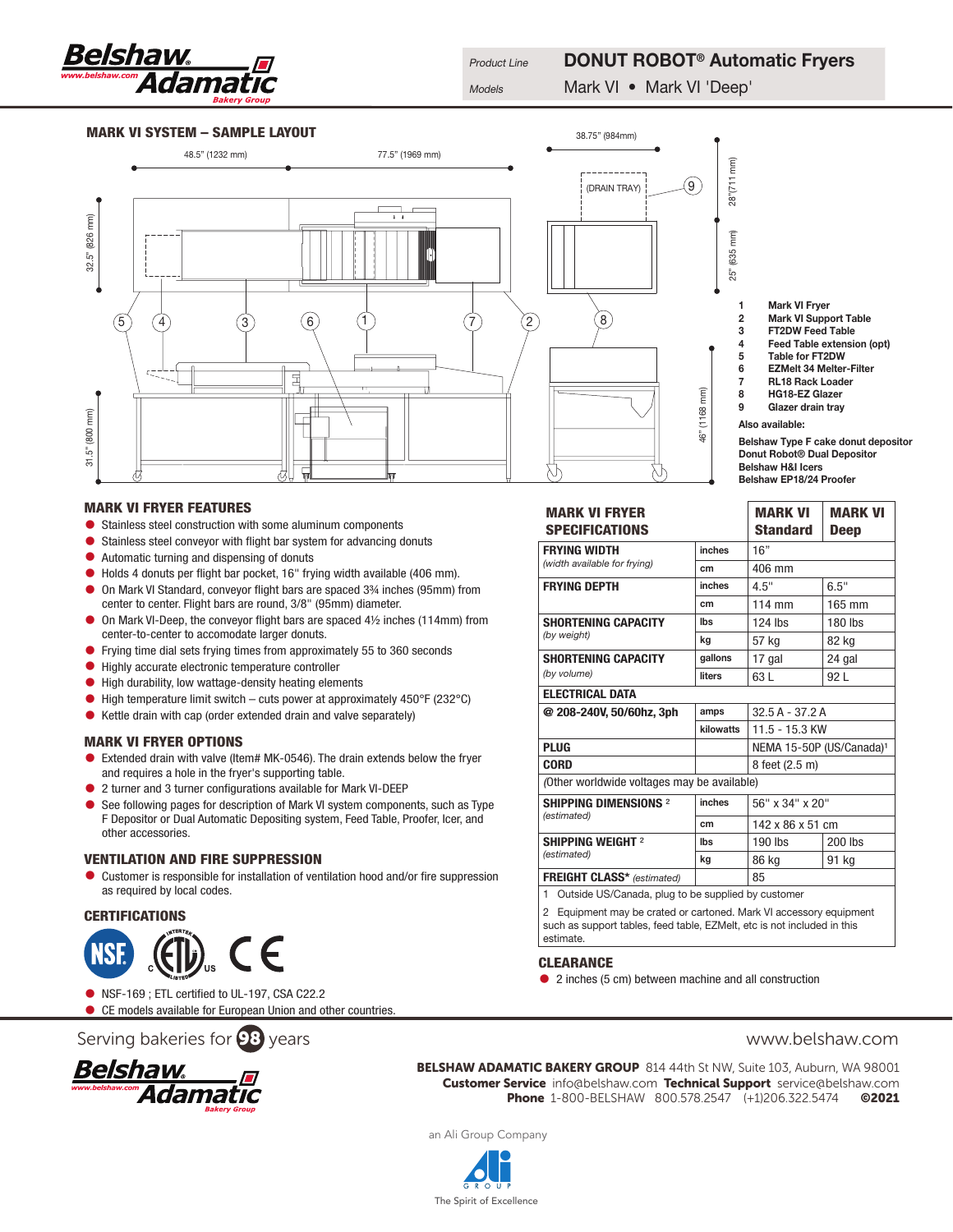Product Line **DONUT ROBOT® Automatic Fryers**

Models Mark VI • Mark VI 'Deep'

## MARK VI SYSTEM – SAMPLE LAYOUT

48.5" (1232 mm)
77.5" (1969 mm)
38.75" (984mm)
(DRAIN TRAY)
32.5" (826 mm)
28"(711 mm)
25" (635 mm)
31.5" (800 mm)
46" (1168 mm)

1. Mark VI Fryer
2. Mark VI Support Table
3. FT2DW Feed Table
4. Feed Table extension (opt)
5. Table for FT2DW
6. EZMelt 34 Melter-Filter
7. RL18 Rack Loader
8. HG18-EZ Glazer
9. Glazer drain tray

**Also available:**

Belshaw Type F cake donut depositor
Donut Robot® Dual Depositor
Belshaw H&I Icers
Belshaw EP18/24 Proofer

## MARK VI FRYER FEATURES

- Stainless steel construction with some aluminum components
- Stainless steel conveyor with flight bar system for advancing donuts
- Automatic turning and dispensing of donuts
- Holds 4 donuts per flight bar pocket, 16" frying width available (406 mm).
- On Mark VI Standard, conveyor flight bars are spaced 3¾ inches (95mm) from center to center. Flight bars are round, 3/8" (95mm) diameter.
- On Mark VI-Deep, the conveyor flight bars are spaced 4½ inches (114mm) from center-to-center to accomodate larger donuts.
- Frying time dial sets frying times from approximately 55 to 360 seconds
- Highly accurate electronic temperature controller
- High durability, low wattage-density heating elements
- High temperature limit switch – cuts power at approximately 450°F (232°C)
- Kettle drain with cap (order extended drain and valve separately)

## MARK VI FRYER OPTIONS

- Extended drain with valve (Item# MK-0546). The drain extends below the fryer and requires a hole in the fryer's supporting table.
- 2 turner and 3 turner configurations available for Mark VI-DEEP
- See following pages for description of Mark VI system components, such as Type F Depositor or Dual Automatic Depositing system, Feed Table, Proofer, Icer, and other accessories.

## VENTILATION AND FIRE SUPPRESSION

- Customer is responsible for installation of ventilation hood and/or fire suppression as required by local codes.

## CERTIFICATIONS

- NSF-169 ; ETL certified to UL-197, CSA C22.2
- CE models available for European Union and other countries.

| MARK VI FRYER SPECIFICATIONS | | MARK VI Standard | MARK VI Deep |
|---|---|---|---|
| **FRYING WIDTH** *(width available for frying)* | inches | 16" | |
| | cm | 406 mm | |
| **FRYING DEPTH** | inches | 4.5" | 6.5" |
| | cm | 114 mm | 165 mm |
| **SHORTENING CAPACITY** *(by weight)* | lbs | 124 lbs | 180 lbs |
| | kg | 57 kg | 82 kg |
| **SHORTENING CAPACITY** *(by volume)* | gallons | 17 gal | 24 gal |
| | liters | 63 L | 92 L |
| **ELECTRICAL DATA** | | | |
| **@ 208-240V, 50/60hz, 3ph** | amps | 32.5 A - 37.2 A | |
| | kilowatts | 11.5 - 15.3 KW | |
| **PLUG** | | NEMA 15-50P (US/Canada)[1] | |
| **CORD** | | 8 feet (2.5 m) | |
| (Other worldwide voltages may be available) | | | |
| **SHIPPING DIMENSIONS** [2] *(estimated)* | inches | 56" x 34" x 20" | |
| | cm | 142 x 86 x 51 cm | |
| **SHIPPING WEIGHT** [2] *(estimated)* | lbs | 190 lbs | 200 lbs |
| | kg | 86 kg | 91 kg |
| **FREIGHT CLASS*** *(estimated)* | | 85 | |

1 Outside US/Canada, plug to be supplied by customer

2 Equipment may be crated or cartoned. Mark VI accessory equipment such as support tables, feed table, EZMelt, etc is not included in this estimate.

## CLEARANCE

- 2 inches (5 cm) between machine and all construction

Serving bakeries for 98 years

www.belshaw.com

**BELSHAW ADAMATIC BAKERY GROUP** 814 44th St NW, Suite 103, Auburn, WA 98001
**Customer Service** info@belshaw.com **Technical Support** service@belshaw.com
**Phone** 1-800-BELSHAW 800.578.2547 (+1)206.322.5474 **©2021**

an Ali Group Company

The Spirit of Excellence